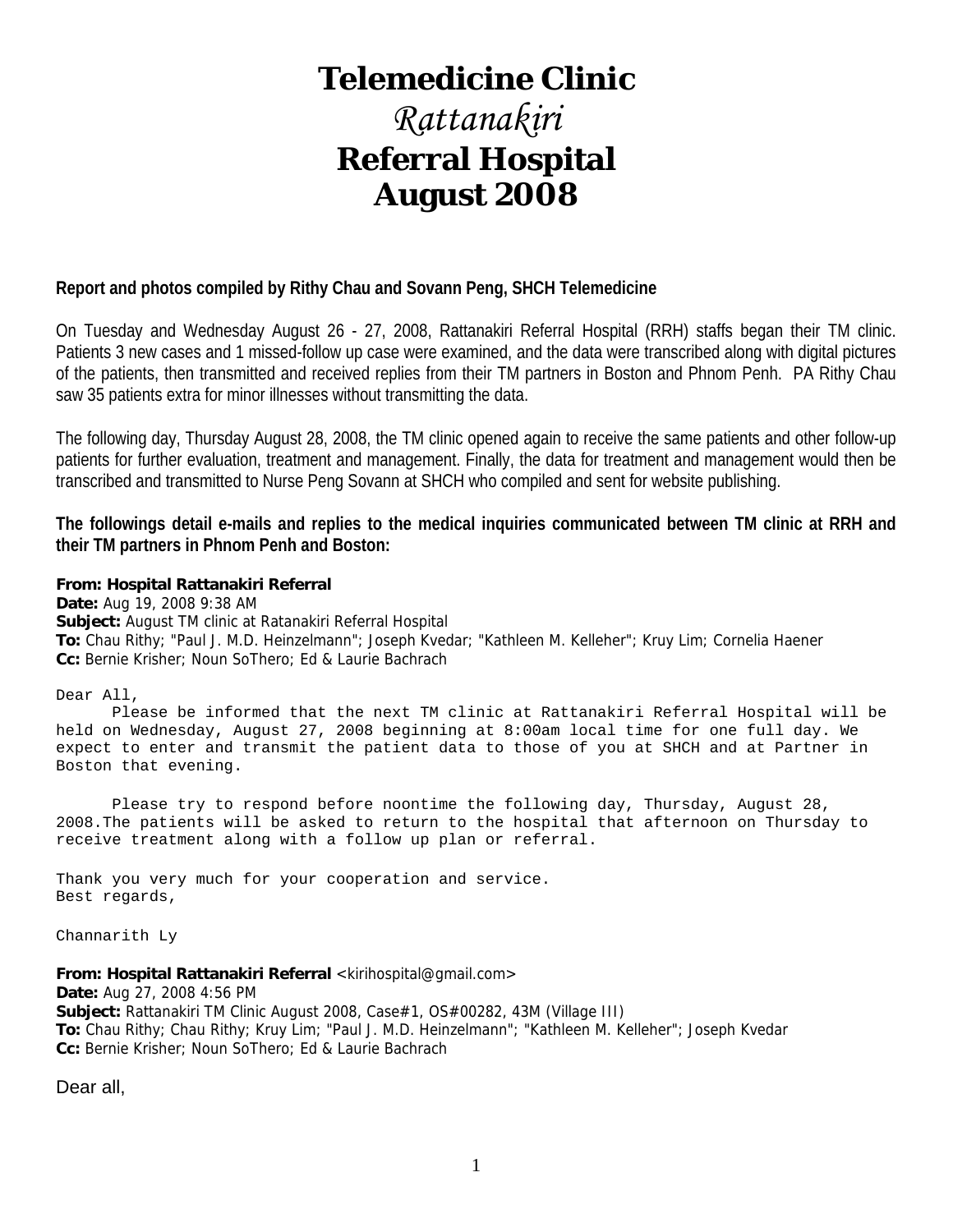# Telemedicine Clinic

## *Rattanakiri*

# Referral Hospital

# August 2008

**Report and photos compiled by Rithy Chau and Sovann Peng, SHCH Telemedicine**

On Tuesday and Wednesday August 26 - 27, 2008, Rattanakiri Referral Hospital (RRH) staffs began their TM clinic. Patients 3 new cases and 1 missed-follow up case were examined, and the data were transcribed along with digital pictures of the patients, then transmitted and received replies from their TM partners in Boston and Phnom Penh. PA Rithy Chau saw 35 patients extra for minor illnesses without transmitting the data.

The following day, Thursday August 28, 2008, the TM clinic opened again to receive the same patients and other follow-up patients for further evaluation, treatment and management. Finally, the data for treatment and management would then be transcribed and transmitted to Nurse Peng Sovann at SHCH who compiled and sent for website publishing.

**The followings detail e-mails and replies to the medical inquiries communicated between TM clinic at RRH and their TM partners in Phnom Penh and Boston:**

**From: Hospital Rattanakiri Referral**
**Date:** Aug 19, 2008 9:38 AM
**Subject:** August TM clinic at Ratanakiri Referral Hospital
**To:** Chau Rithy; "Paul J. M.D. Heinzelmann"; Joseph Kvedar; "Kathleen M. Kelleher"; Kruy Lim; Cornelia Haener
**Cc:** Bernie Krisher; Noun SoThero; Ed & Laurie Bachrach

Dear All,

Please be informed that the next TM clinic at Rattanakiri Referral Hospital will be held on Wednesday, August 27, 2008 beginning at 8:00am local time for one full day. We expect to enter and transmit the patient data to those of you at SHCH and at Partner in Boston that evening.

Please try to respond before noontime the following day, Thursday, August 28, 2008.The patients will be asked to return to the hospital that afternoon on Thursday to receive treatment along with a follow up plan or referral.

Thank you very much for your cooperation and service.
Best regards,

Channarith Ly

**From: Hospital Rattanakiri Referral** <kirihospital@gmail.com>
**Date:** Aug 27, 2008 4:56 PM
**Subject:** Rattanakiri TM Clinic August 2008, Case#1, OS#00282, 43M (Village III)
**To:** Chau Rithy; Chau Rithy; Kruy Lim; "Paul J. M.D. Heinzelmann"; "Kathleen M. Kelleher"; Joseph Kvedar
**Cc:** Bernie Krisher; Noun SoThero; Ed & Laurie Bachrach

Dear all,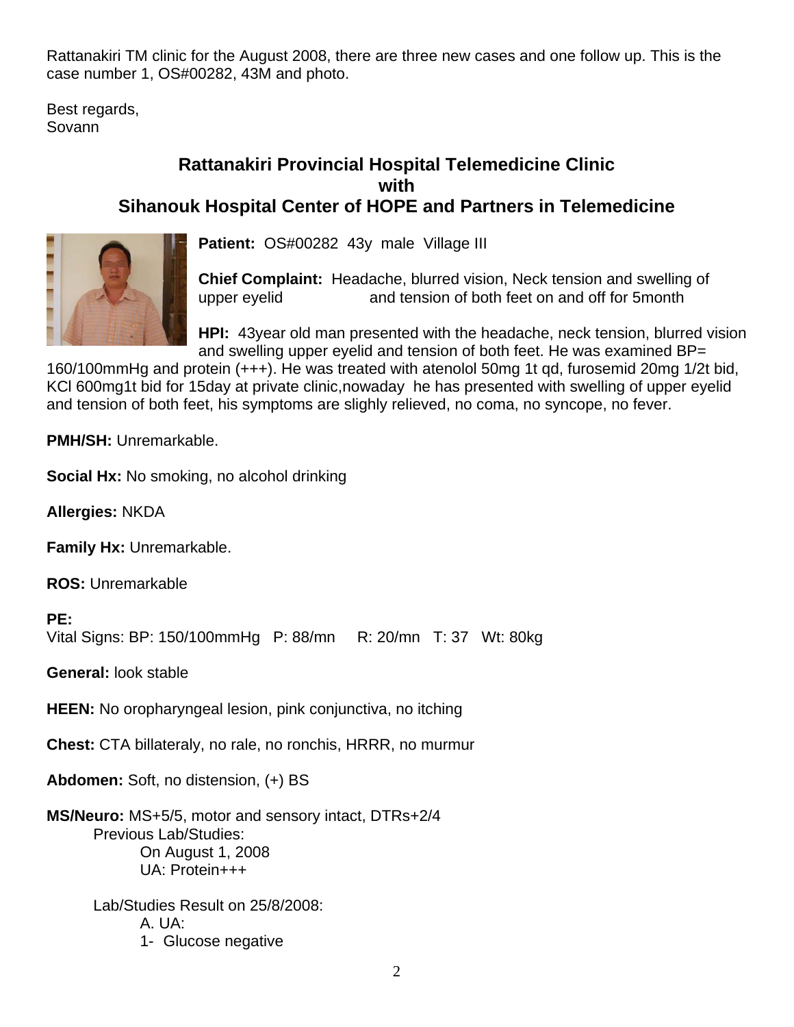Rattanakiri TM clinic for the August 2008, there are three new cases and one follow up. This is the case number 1, OS#00282, 43M and photo.

Best regards,
Sovann

## Rattanakiri Provincial Hospital Telemedicine Clinic with Sihanouk Hospital Center of HOPE and Partners in Telemedicine

**Patient:** OS#00282 43y male Village III

**Chief Complaint:** Headache, blurred vision, Neck tension and swelling of upper eyelid and tension of both feet on and off for 5month

**HPI:** 43year old man presented with the headache, neck tension, blurred vision and swelling upper eyelid and tension of both feet. He was examined BP= 160/100mmHg and protein (+++). He was treated with atenolol 50mg 1t qd, furosemid 20mg 1/2t bid, KCl 600mg1t bid for 15day at private clinic,nowaday he has presented with swelling of upper eyelid and tension of both feet, his symptoms are slighly relieved, no coma, no syncope, no fever.

**PMH/SH:** Unremarkable.

**Social Hx:** No smoking, no alcohol drinking

**Allergies:** NKDA

**Family Hx:** Unremarkable.

**ROS:** Unremarkable

**PE:**
Vital Signs: BP: 150/100mmHg P: 88/mn R: 20/mn T: 37 Wt: 80kg

**General:** look stable

**HEEN:** No oropharyngeal lesion, pink conjunctiva, no itching

**Chest:** CTA billateraly, no rale, no ronchis, HRRR, no murmur

**Abdomen:** Soft, no distension, (+) BS

**MS/Neuro:** MS+5/5, motor and sensory intact, DTRs+2/4

Previous Lab/Studies:
On August 1, 2008
UA: Protein+++

Lab/Studies Result on 25/8/2008:
A. UA:
1- Glucose negative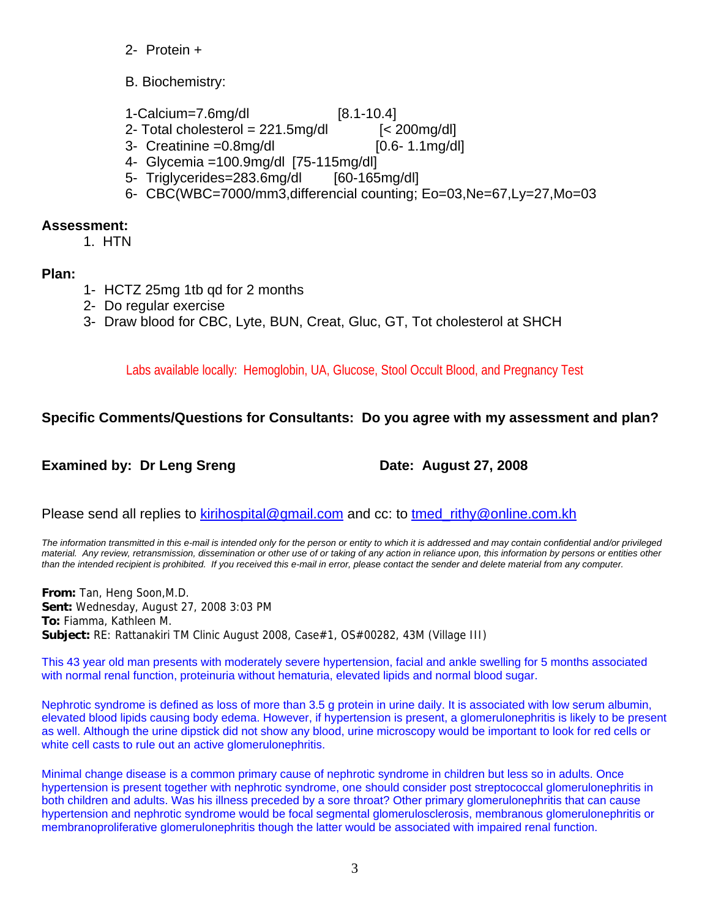2- Protein +

B. Biochemistry:

1-Calcium=7.6mg/dl [8.1-10.4]
2- Total cholesterol = 221.5mg/dl [< 200mg/dl]
3- Creatinine =0.8mg/dl [0.6- 1.1mg/dl]
4- Glycemia =100.9mg/dl [75-115mg/dl]
5- Triglycerides=283.6mg/dl [60-165mg/dl]
6- CBC(WBC=7000/mm3,differencial counting; Eo=03,Ne=67,Ly=27,Mo=03

**Assessment:**

1. HTN

**Plan:**

1- HCTZ 25mg 1tb qd for 2 months
2- Do regular exercise
3- Draw blood for CBC, Lyte, BUN, Creat, Gluc, GT, Tot cholesterol at SHCH

Labs available locally: Hemoglobin, UA, Glucose, Stool Occult Blood, and Pregnancy Test

**Specific Comments/Questions for Consultants: Do you agree with my assessment and plan?**

**Examined by: Dr Leng Sreng** **Date: August 27, 2008**

Please send all replies to kirihospital@gmail.com and cc: to tmed_rithy@online.com.kh

*The information transmitted in this e-mail is intended only for the person or entity to which it is addressed and may contain confidential and/or privileged material. Any review, retransmission, dissemination or other use of or taking of any action in reliance upon, this information by persons or entities other than the intended recipient is prohibited. If you received this e-mail in error, please contact the sender and delete material from any computer.*

**From:** Tan, Heng Soon,M.D.
**Sent:** Wednesday, August 27, 2008 3:03 PM
**To:** Fiamma, Kathleen M.
**Subject:** RE: Rattanakiri TM Clinic August 2008, Case#1, OS#00282, 43M (Village III)

This 43 year old man presents with moderately severe hypertension, facial and ankle swelling for 5 months associated with normal renal function, proteinuria without hematuria, elevated lipids and normal blood sugar.

Nephrotic syndrome is defined as loss of more than 3.5 g protein in urine daily. It is associated with low serum albumin, elevated blood lipids causing body edema. However, if hypertension is present, a glomerulonephritis is likely to be present as well. Although the urine dipstick did not show any blood, urine microscopy would be important to look for red cells or white cell casts to rule out an active glomerulonephritis.

Minimal change disease is a common primary cause of nephrotic syndrome in children but less so in adults. Once hypertension is present together with nephrotic syndrome, one should consider post streptococcal glomerulonephritis in both children and adults. Was his illness preceded by a sore throat? Other primary glomerulonephritis that can cause hypertension and nephrotic syndrome would be focal segmental glomerulosclerosis, membranous glomerulonephritis or membranoproliferative glomerulonephritis though the latter would be associated with impaired renal function.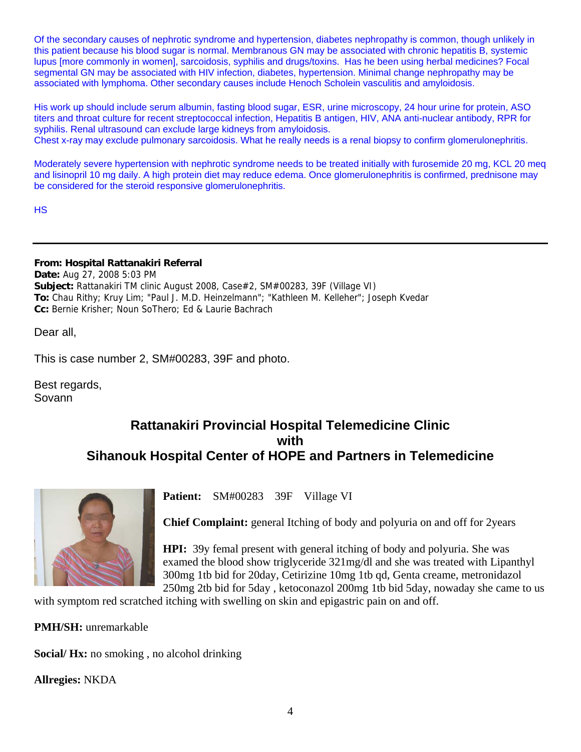Of the secondary causes of nephrotic syndrome and hypertension, diabetes nephropathy is common, though unlikely in this patient because his blood sugar is normal. Membranous GN may be associated with chronic hepatitis B, systemic lupus [more commonly in women], sarcoidosis, syphilis and drugs/toxins. Has he been using herbal medicines? Focal segmental GN may be associated with HIV infection, diabetes, hypertension. Minimal change nephropathy may be associated with lymphoma. Other secondary causes include Henoch Scholein vasculitis and amyloidosis.

His work up should include serum albumin, fasting blood sugar, ESR, urine microscopy, 24 hour urine for protein, ASO titers and throat culture for recent streptococcal infection, Hepatitis B antigen, HIV, ANA anti-nuclear antibody, RPR for syphilis. Renal ultrasound can exclude large kidneys from amyloidosis.
Chest x-ray may exclude pulmonary sarcoidosis. What he really needs is a renal biopsy to confirm glomerulonephritis.

Moderately severe hypertension with nephrotic syndrome needs to be treated initially with furosemide 20 mg, KCL 20 meq and lisinopril 10 mg daily. A high protein diet may reduce edema. Once glomerulonephritis is confirmed, prednisone may be considered for the steroid responsive glomerulonephritis.

HS

---

**From: Hospital Rattanakiri Referral**
**Date:** Aug 27, 2008 5:03 PM
**Subject:** Rattanakiri TM clinic August 2008, Case#2, SM#00283, 39F (Village VI)
**To:** Chau Rithy; Kruy Lim; "Paul J. M.D. Heinzelmann"; "Kathleen M. Kelleher"; Joseph Kvedar
**Cc:** Bernie Krisher; Noun SoThero; Ed & Laurie Bachrach

Dear all,

This is case number 2, SM#00283, 39F and photo.

Best regards,
Sovann

## Rattanakiri Provincial Hospital Telemedicine Clinic with Sihanouk Hospital Center of HOPE and Partners in Telemedicine

**Patient:** SM#00283 39F Village VI

**Chief Complaint:** general Itching of body and polyuria on and off for 2years

**HPI:** 39y femal present with general itching of body and polyuria. She was examed the blood show triglyceride 321mg/dl and she was treated with Lipanthyl 300mg 1tb bid for 20day, Cetirizine 10mg 1tb qd, Genta creame, metronidazol 250mg 2tb bid for 5day , ketoconazol 200mg 1tb bid 5day, nowaday she came to us with symptom red scratched itching with swelling on skin and epigastric pain on and off.

**PMH/SH:** unremarkable

**Social/ Hx:** no smoking , no alcohol drinking

**Allregies:** NKDA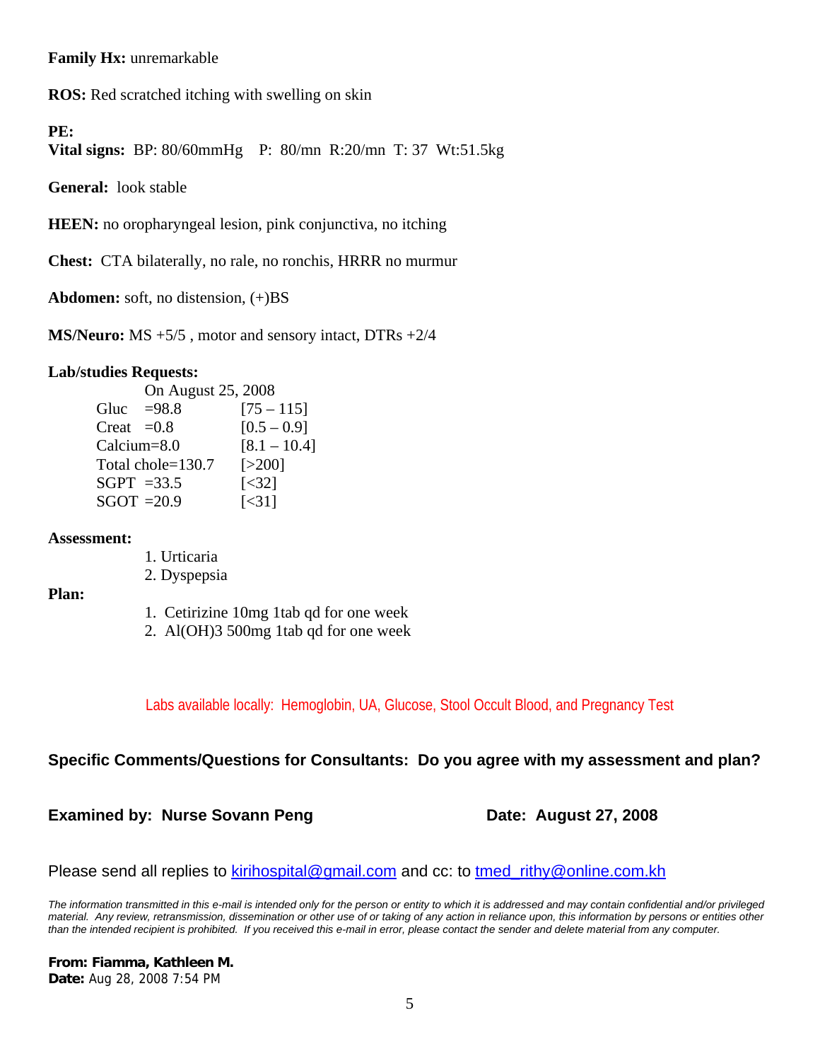**Family Hx:** unremarkable

**ROS:** Red scratched itching with swelling on skin

**PE:**

**Vital signs:** BP: 80/60mmHg P: 80/mn R:20/mn T: 37 Wt:51.5kg

**General:** look stable

**HEEN:** no oropharyngeal lesion, pink conjunctiva, no itching

**Chest:** CTA bilaterally, no rale, no ronchis, HRRR no murmur

**Abdomen:** soft, no distension, (+)BS

**MS/Neuro:** MS +5/5 , motor and sensory intact, DTRs +2/4

**Lab/studies Requests:**

On August 25, 2008

| | |
|---|---|
| Gluc =98.8 | [75 – 115] |
| Creat =0.8 | [0.5 – 0.9] |
| Calcium=8.0 | [8.1 – 10.4] |
| Total chole=130.7 | [>200] |
| SGPT =33.5 | [<32] |
| SGOT =20.9 | [<31] |

**Assessment:**

1. Urticaria
2. Dyspepsia

**Plan:**

1. Cetirizine 10mg 1tab qd for one week
2. $Al(OH)_3$ 500mg 1tab qd for one week

Labs available locally: Hemoglobin, UA, Glucose, Stool Occult Blood, and Pregnancy Test

**Specific Comments/Questions for Consultants: Do you agree with my assessment and plan?**

**Examined by: Nurse Sovann Peng** **Date: August 27, 2008**

Please send all replies to kirihospital@gmail.com and cc: to tmed_rithy@online.com.kh

*The information transmitted in this e-mail is intended only for the person or entity to which it is addressed and may contain confidential and/or privileged material. Any review, retransmission, dissemination or other use of or taking of any action in reliance upon, this information by persons or entities other than the intended recipient is prohibited. If you received this e-mail in error, please contact the sender and delete material from any computer.*

**From: Fiamma, Kathleen M.**
**Date:** Aug 28, 2008 7:54 PM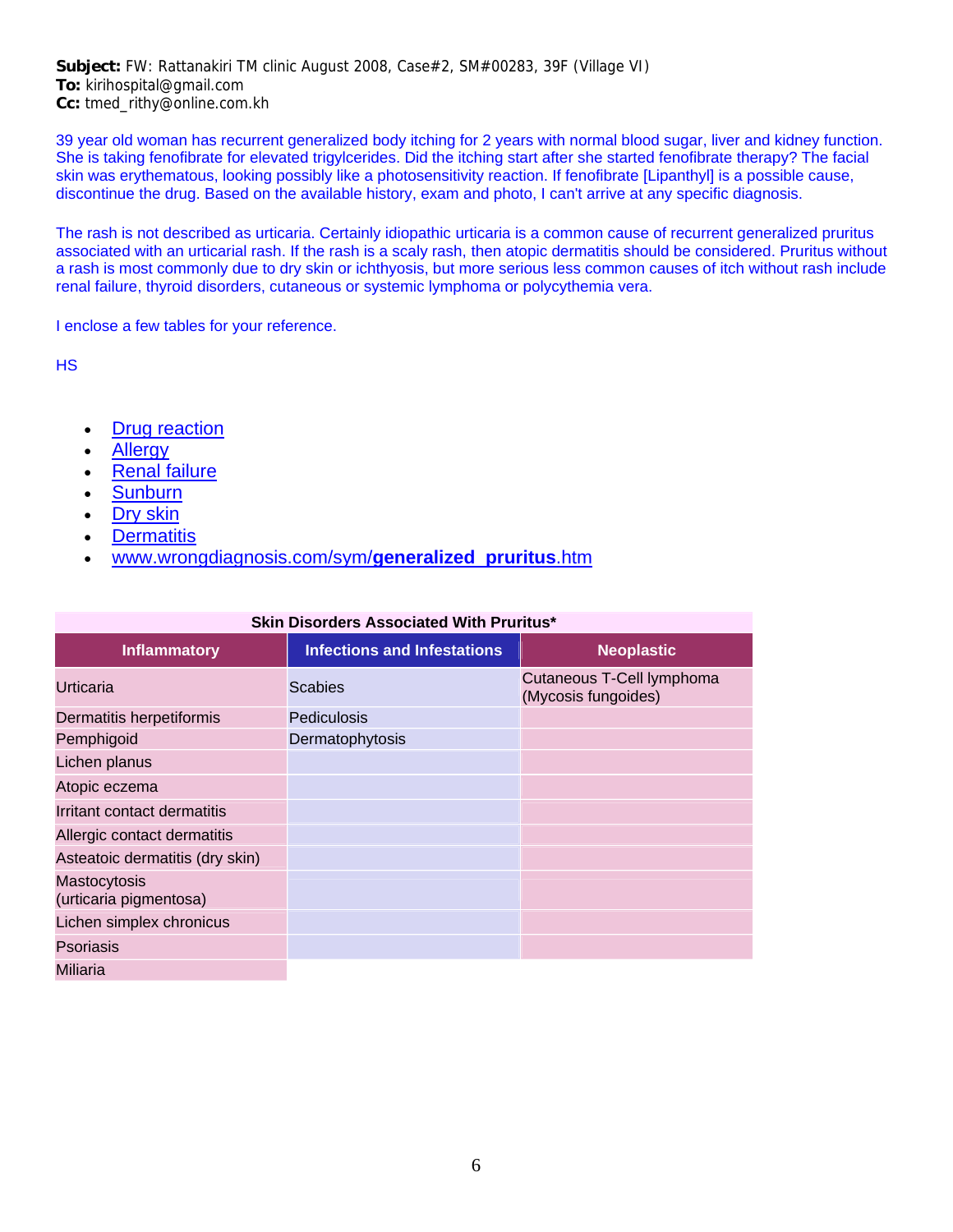**Subject:** FW: Rattanakiri TM clinic August 2008, Case#2, SM#00283, 39F (Village VI)
**To:** kirihospital@gmail.com
**Cc:** tmed_rithy@online.com.kh

39 year old woman has recurrent generalized body itching for 2 years with normal blood sugar, liver and kidney function. She is taking fenofibrate for elevated trigylcerides. Did the itching start after she started fenofibrate therapy? The facial skin was erythematous, looking possibly like a photosensitivity reaction. If fenofibrate [Lipanthyl] is a possible cause, discontinue the drug. Based on the available history, exam and photo, I can't arrive at any specific diagnosis.

The rash is not described as urticaria. Certainly idiopathic urticaria is a common cause of recurrent generalized pruritus associated with an urticarial rash. If the rash is a scaly rash, then atopic dermatitis should be considered. Pruritus without a rash is most commonly due to dry skin or ichthyosis, but more serious less common causes of itch without rash include renal failure, thyroid disorders, cutaneous or systemic lymphoma or polycythemia vera.

I enclose a few tables for your reference.

HS

- Drug reaction
- Allergy
- Renal failure
- Sunburn
- Dry skin
- Dermatitis
- www.wrongdiagnosis.com/sym/**generalized_pruritus**.htm

**Skin Disorders Associated With Pruritus***

| Inflammatory | Infections and Infestations | Neoplastic |
|---|---|---|
| Urticaria | Scabies | Cutaneous T-Cell lymphoma (Mycosis fungoides) |
| Dermatitis herpetiformis | Pediculosis | |
| Pemphigoid | Dermatophytosis | |
| Lichen planus | | |
| Atopic eczema | | |
| Irritant contact dermatitis | | |
| Allergic contact dermatitis | | |
| Asteatoic dermatitis (dry skin) | | |
| Mastocytosis (urticaria pigmentosa) | | |
| Lichen simplex chronicus | | |
| Psoriasis | | |
| Miliaria | | |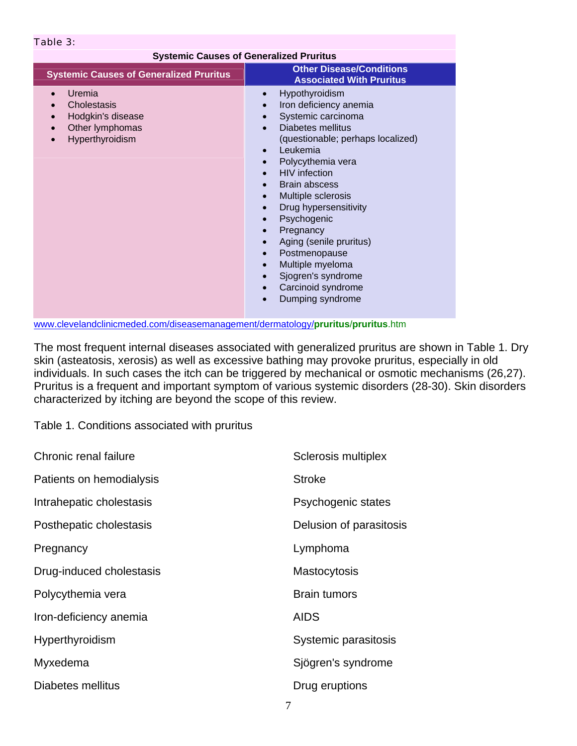Table 3:

**Systemic Causes of Generalized Pruritus**

| Systemic Causes of Generalized Pruritus | Other Disease/Conditions Associated With Pruritus |
| --- | --- |
| • Uremia<br>• Cholestasis<br>• Hodgkin's disease<br>• Other lymphomas<br>• Hyperthyroidism | • Hypothyroidism<br>• Iron deficiency anemia<br>• Systemic carcinoma<br>• Diabetes mellitus (questionable; perhaps localized)<br>• Leukemia<br>• Polycythemia vera<br>• HIV infection<br>• Brain abscess<br>• Multiple sclerosis<br>• Drug hypersensitivity<br>• Psychogenic<br>• Pregnancy<br>• Aging (senile pruritus)<br>• Postmenopause<br>• Multiple myeloma<br>• Sjogren's syndrome<br>• Carcinoid syndrome<br>• Dumping syndrome |

www.clevelandclinicmeded.com/diseasemanagement/dermatology/**pruritus**/**pruritus**.htm

The most frequent internal diseases associated with generalized pruritus are shown in Table 1. Dry skin (asteatosis, xerosis) as well as excessive bathing may provoke pruritus, especially in old individuals. In such cases the itch can be triggered by mechanical or osmotic mechanisms (26,27). Pruritus is a frequent and important symptom of various systemic disorders (28-30). Skin disorders characterized by itching are beyond the scope of this review.

Table 1. Conditions associated with pruritus

| | |
| --- | --- |
| Chronic renal failure | Sclerosis multiplex |
| Patients on hemodialysis | Stroke |
| Intrahepatic cholestasis | Psychogenic states |
| Posthepatic cholestasis | Delusion of parasitosis |
| Pregnancy | Lymphoma |
| Drug-induced cholestasis | Mastocytosis |
| Polycythemia vera | Brain tumors |
| Iron-deficiency anemia | AIDS |
| Hyperthyroidism | Systemic parasitosis |
| Myxedema | Sjögren's syndrome |
| Diabetes mellitus | Drug eruptions |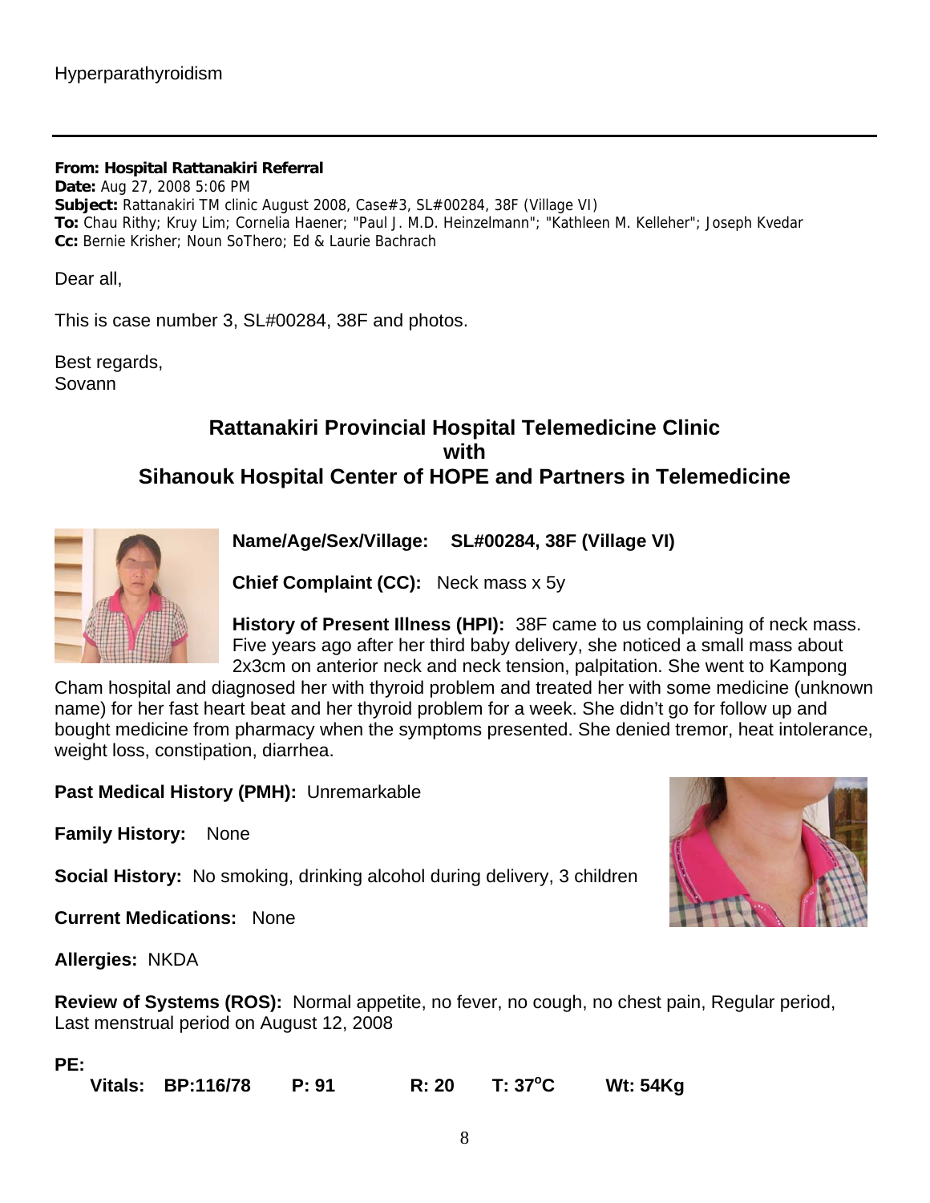Hyperparathyroidism

---

**From: Hospital Rattanakiri Referral**
**Date:** Aug 27, 2008 5:06 PM
**Subject:** Rattanakiri TM clinic August 2008, Case#3, SL#00284, 38F (Village VI)
**To:** Chau Rithy; Kruy Lim; Cornelia Haener; "Paul J. M.D. Heinzelmann"; "Kathleen M. Kelleher"; Joseph Kvedar
**Cc:** Bernie Krisher; Noun SoThero; Ed & Laurie Bachrach

Dear all,

This is case number 3, SL#00284, 38F and photos.

Best regards,
Sovann

## Rattanakiri Provincial Hospital Telemedicine Clinic with Sihanouk Hospital Center of HOPE and Partners in Telemedicine

**Name/Age/Sex/Village:** **SL#00284, 38F (Village VI)**

**Chief Complaint (CC):** Neck mass x 5y

**History of Present Illness (HPI):** 38F came to us complaining of neck mass. Five years ago after her third baby delivery, she noticed a small mass about 2x3cm on anterior neck and neck tension, palpitation. She went to Kampong Cham hospital and diagnosed her with thyroid problem and treated her with some medicine (unknown name) for her fast heart beat and her thyroid problem for a week. She didn't go for follow up and bought medicine from pharmacy when the symptoms presented. She denied tremor, heat intolerance, weight loss, constipation, diarrhea.

**Past Medical History (PMH):** Unremarkable

**Family History:** None

**Social History:** No smoking, drinking alcohol during delivery, 3 children

**Current Medications:** None

**Allergies:** NKDA

**Review of Systems (ROS):** Normal appetite, no fever, no cough, no chest pain, Regular period, Last menstrual period on August 12, 2008

**PE:**

**Vitals: BP:116/78 P: 91 R: 20 T: 37°C Wt: 54Kg**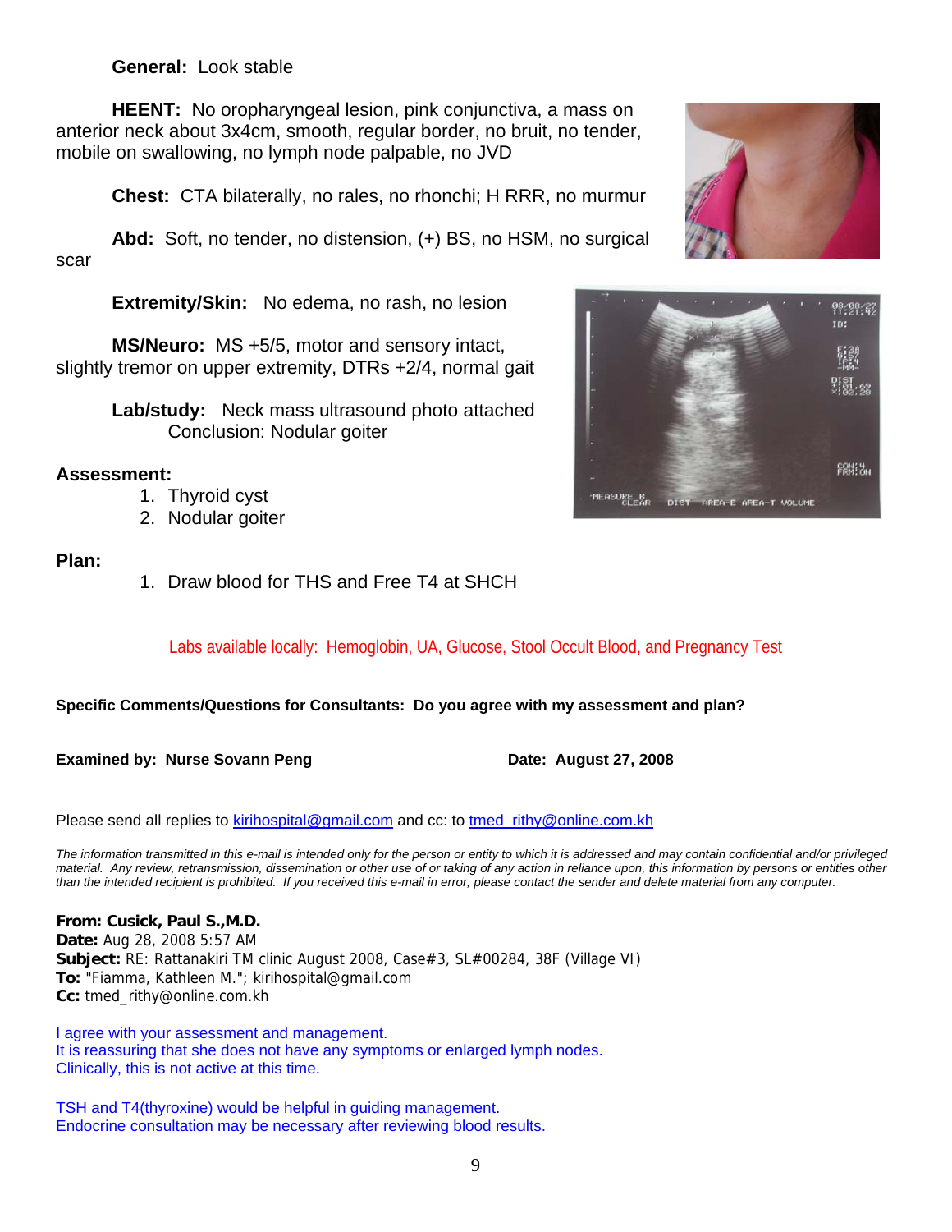**General:** Look stable

**HEENT:** No oropharyngeal lesion, pink conjunctiva, a mass on anterior neck about 3x4cm, smooth, regular border, no bruit, no tender, mobile on swallowing, no lymph node palpable, no JVD

**Chest:** CTA bilaterally, no rales, no rhonchi; H RRR, no murmur

**Abd:** Soft, no tender, no distension, (+) BS, no HSM, no surgical scar

**Extremity/Skin:** No edema, no rash, no lesion

**MS/Neuro:** MS +5/5, motor and sensory intact, slightly tremor on upper extremity, DTRs +2/4, normal gait

**Lab/study:** Neck mass ultrasound photo attached
Conclusion: Nodular goiter

**Assessment:**

1. Thyroid cyst
2. Nodular goiter

**Plan:**

1. Draw blood for THS and Free T4 at SHCH

Labs available locally: Hemoglobin, UA, Glucose, Stool Occult Blood, and Pregnancy Test

**Specific Comments/Questions for Consultants: Do you agree with my assessment and plan?**

**Examined by: Nurse Sovann Peng** **Date: August 27, 2008**

Please send all replies to kirihospital@gmail.com and cc: to tmed_rithy@online.com.kh

*The information transmitted in this e-mail is intended only for the person or entity to which it is addressed and may contain confidential and/or privileged material. Any review, retransmission, dissemination or other use of or taking of any action in reliance upon, this information by persons or entities other than the intended recipient is prohibited. If you received this e-mail in error, please contact the sender and delete material from any computer.*

**From: Cusick, Paul S.,M.D.**
**Date:** Aug 28, 2008 5:57 AM
**Subject:** RE: Rattanakiri TM clinic August 2008, Case#3, SL#00284, 38F (Village VI)
**To:** "Fiamma, Kathleen M."; kirihospital@gmail.com
**Cc:** tmed_rithy@online.com.kh

I agree with your assessment and management.
It is reassuring that she does not have any symptoms or enlarged lymph nodes.
Clinically, this is not active at this time.

TSH and T4(thyroxine) would be helpful in guiding management.
Endocrine consultation may be necessary after reviewing blood results.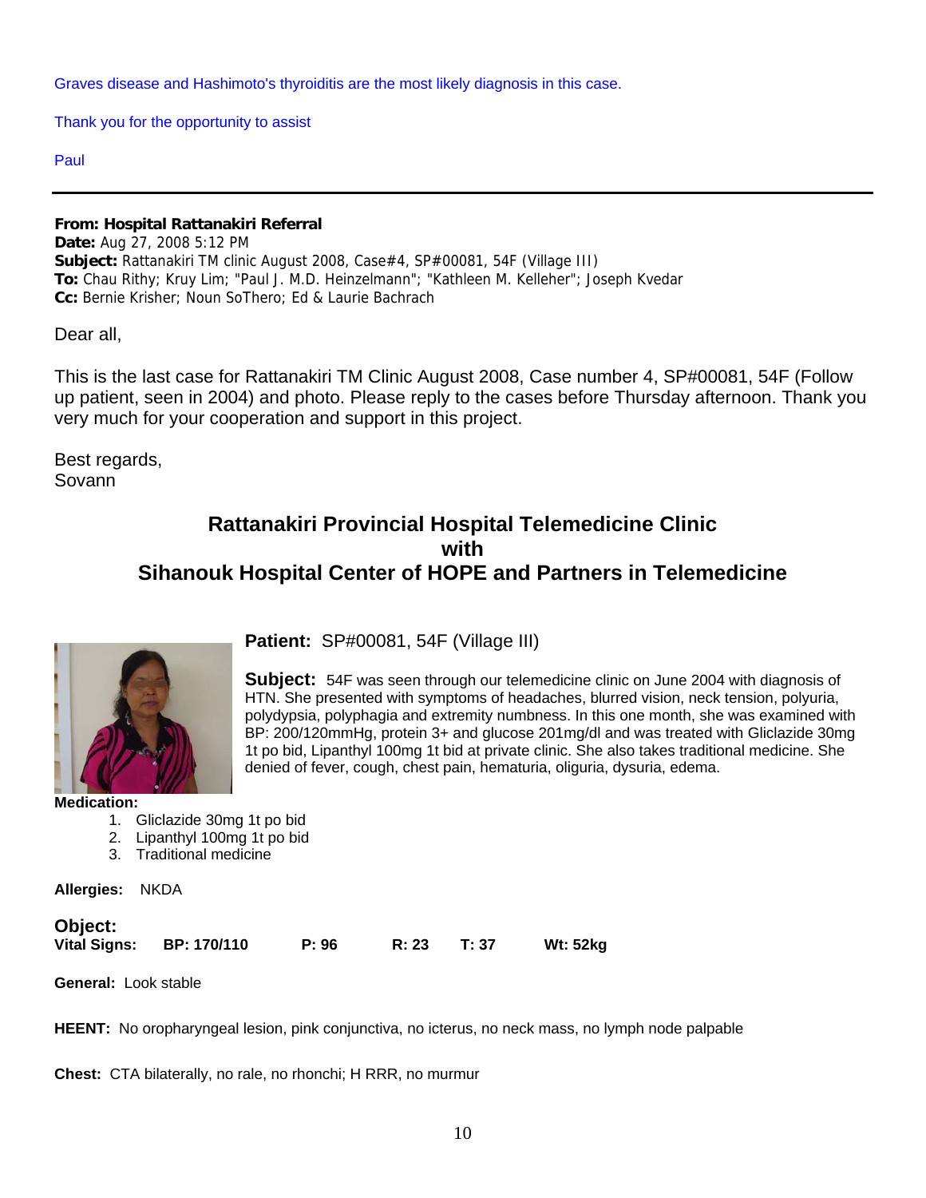Graves disease and Hashimoto's thyroiditis are the most likely diagnosis in this case.

Thank you for the opportunity to assist

Paul

---

**From: Hospital Rattanakiri Referral**
**Date:** Aug 27, 2008 5:12 PM
**Subject:** Rattanakiri TM clinic August 2008, Case#4, SP#00081, 54F (Village III)
**To:** Chau Rithy; Kruy Lim; "Paul J. M.D. Heinzelmann"; "Kathleen M. Kelleher"; Joseph Kvedar
**Cc:** Bernie Krisher; Noun SoThero; Ed & Laurie Bachrach

Dear all,

This is the last case for Rattanakiri TM Clinic August 2008, Case number 4, SP#00081, 54F (Follow up patient, seen in 2004) and photo. Please reply to the cases before Thursday afternoon. Thank you very much for your cooperation and support in this project.

Best regards,
Sovann

## Rattanakiri Provincial Hospital Telemedicine Clinic with Sihanouk Hospital Center of HOPE and Partners in Telemedicine

**Patient:** SP#00081, 54F (Village III)

**Subject:** 54F was seen through our telemedicine clinic on June 2004 with diagnosis of HTN. She presented with symptoms of headaches, blurred vision, neck tension, polyuria, polydypsia, polyphagia and extremity numbness. In this one month, she was examined with BP: 200/120mmHg, protein 3+ and glucose 201mg/dl and was treated with Gliclazide 30mg 1t po bid, Lipanthyl 100mg 1t bid at private clinic. She also takes traditional medicine. She denied of fever, cough, chest pain, hematuria, oliguria, dysuria, edema.

**Medication:**

1. Gliclazide 30mg 1t po bid
2. Lipanthyl 100mg 1t po bid
3. Traditional medicine

**Allergies:** NKDA

**Object:**
**Vital Signs:** **BP: 170/110** **P: 96** **R: 23** **T: 37** **Wt: 52kg**

**General:** Look stable

**HEENT:** No oropharyngeal lesion, pink conjunctiva, no icterus, no neck mass, no lymph node palpable

**Chest:** CTA bilaterally, no rale, no rhonchi; H RRR, no murmur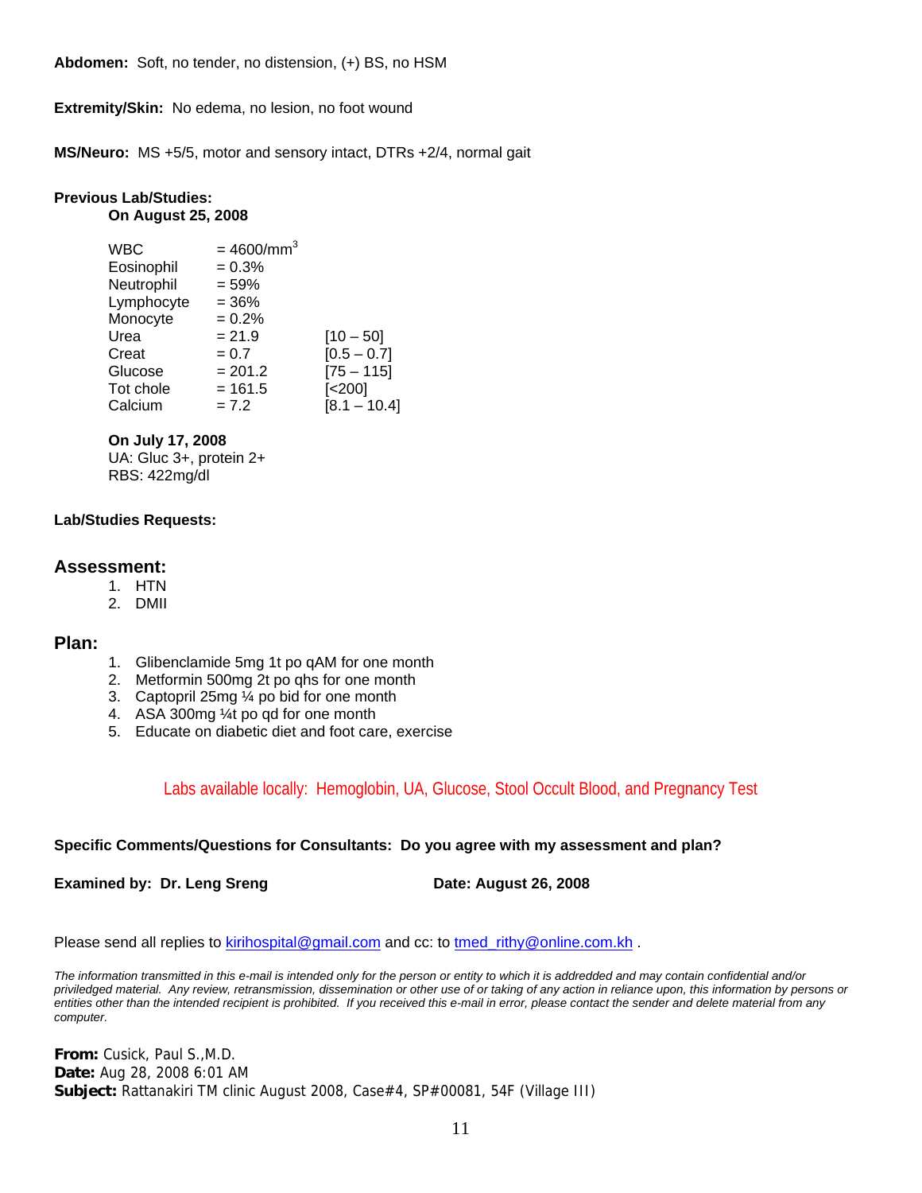**Abdomen:** Soft, no tender, no distension, (+) BS, no HSM

**Extremity/Skin:** No edema, no lesion, no foot wound

**MS/Neuro:** MS +5/5, motor and sensory intact, DTRs +2/4, normal gait

**Previous Lab/Studies:**

**On August 25, 2008**

| | | |
|---|---|---|
| WBC | = 4600/mm$^3$ | |
| Eosinophil | = 0.3% | |
| Neutrophil | = 59% | |
| Lymphocyte | = 36% | |
| Monocyte | = 0.2% | |
| Urea | = 21.9 | [10 – 50] |
| Creat | = 0.7 | [0.5 – 0.7] |
| Glucose | = 201.2 | [75 – 115] |
| Tot chole | = 161.5 | [<200] |
| Calcium | = 7.2 | [8.1 – 10.4] |

**On July 17, 2008**

UA: Gluc 3+, protein 2+

RBS: 422mg/dl

**Lab/Studies Requests:**

## Assessment:

1. HTN
2. DMII

## Plan:

1. Glibenclamide 5mg 1t po qAM for one month
2. Metformin 500mg 2t po qhs for one month
3. Captopril 25mg ¼ po bid for one month
4. ASA 300mg ¼t po qd for one month
5. Educate on diabetic diet and foot care, exercise

Labs available locally: Hemoglobin, UA, Glucose, Stool Occult Blood, and Pregnancy Test

**Specific Comments/Questions for Consultants: Do you agree with my assessment and plan?**

**Examined by: Dr. Leng Sreng** **Date: August 26, 2008**

Please send all replies to kirihospital@gmail.com and cc: to tmed_rithy@online.com.kh .

*The information transmitted in this e-mail is intended only for the person or entity to which it is addredded and may contain confidential and/or priviledged material. Any review, retransmission, dissemination or other use of or taking of any action in reliance upon, this information by persons or entities other than the intended recipient is prohibited. If you received this e-mail in error, please contact the sender and delete material from any computer.*

**From:** Cusick, Paul S.,M.D.
**Date:** Aug 28, 2008 6:01 AM
**Subject:** Rattanakiri TM clinic August 2008, Case#4, SP#00081, 54F (Village III)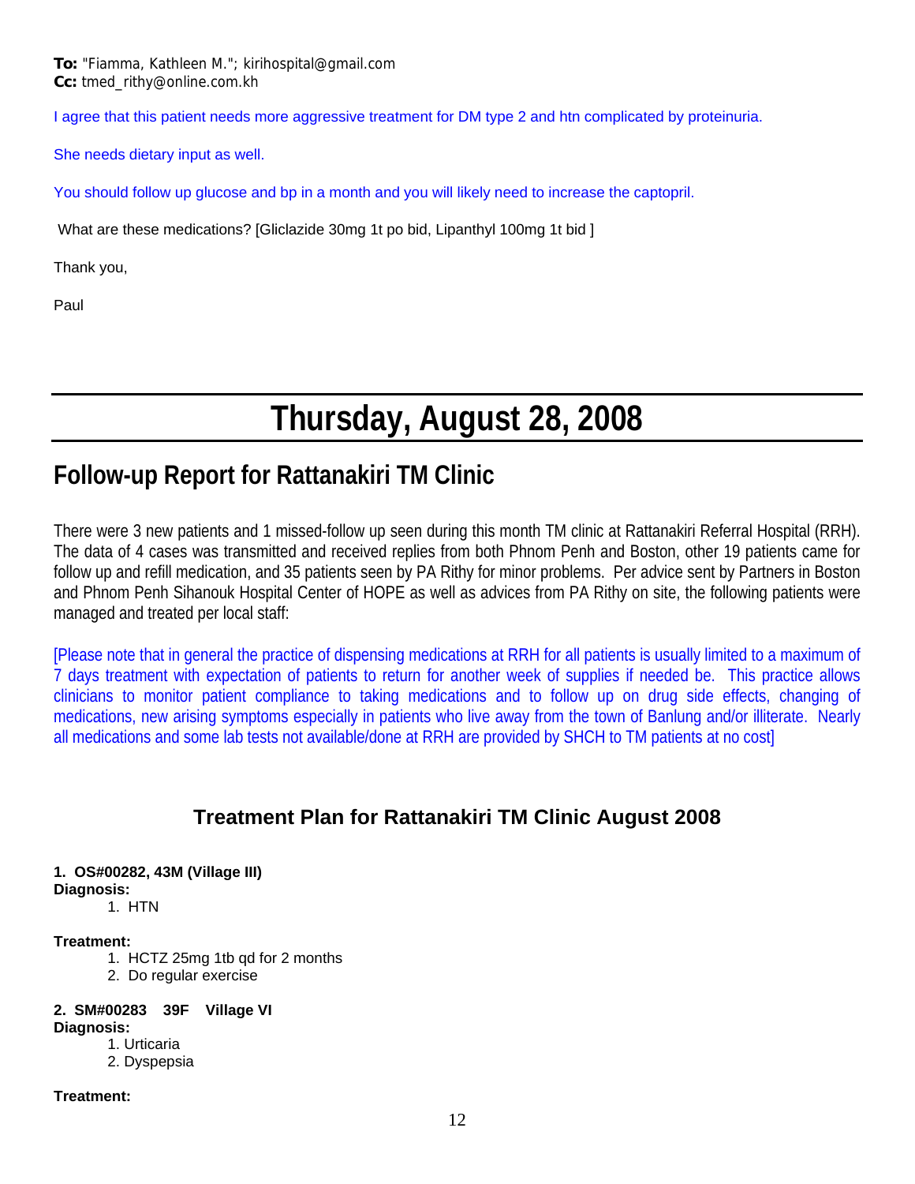**To:** "Fiamma, Kathleen M."; kirihospital@gmail.com
**Cc:** tmed_rithy@online.com.kh

I agree that this patient needs more aggressive treatment for DM type 2 and htn complicated by proteinuria.

She needs dietary input as well.

You should follow up glucose and bp in a month and you will likely need to increase the captopril.

What are these medications? [Gliclazide 30mg 1t po bid, Lipanthyl 100mg 1t bid ]

Thank you,

Paul

# Thursday, August 28, 2008

## Follow-up Report for Rattanakiri TM Clinic

There were 3 new patients and 1 missed-follow up seen during this month TM clinic at Rattanakiri Referral Hospital (RRH). The data of 4 cases was transmitted and received replies from both Phnom Penh and Boston, other 19 patients came for follow up and refill medication, and 35 patients seen by PA Rithy for minor problems. Per advice sent by Partners in Boston and Phnom Penh Sihanouk Hospital Center of HOPE as well as advices from PA Rithy on site, the following patients were managed and treated per local staff:

[Please note that in general the practice of dispensing medications at RRH for all patients is usually limited to a maximum of 7 days treatment with expectation of patients to return for another week of supplies if needed be. This practice allows clinicians to monitor patient compliance to taking medications and to follow up on drug side effects, changing of medications, new arising symptoms especially in patients who live away from the town of Banlung and/or illiterate. Nearly all medications and some lab tests not available/done at RRH are provided by SHCH to TM patients at no cost]

### Treatment Plan for Rattanakiri TM Clinic August 2008

**1. OS#00282, 43M (Village III)**
**Diagnosis:**
1. HTN

**Treatment:**
1. HCTZ 25mg 1tb qd for 2 months
2. Do regular exercise

**2. SM#00283 39F Village VI**
**Diagnosis:**
1. Urticaria
2. Dyspepsia

**Treatment:**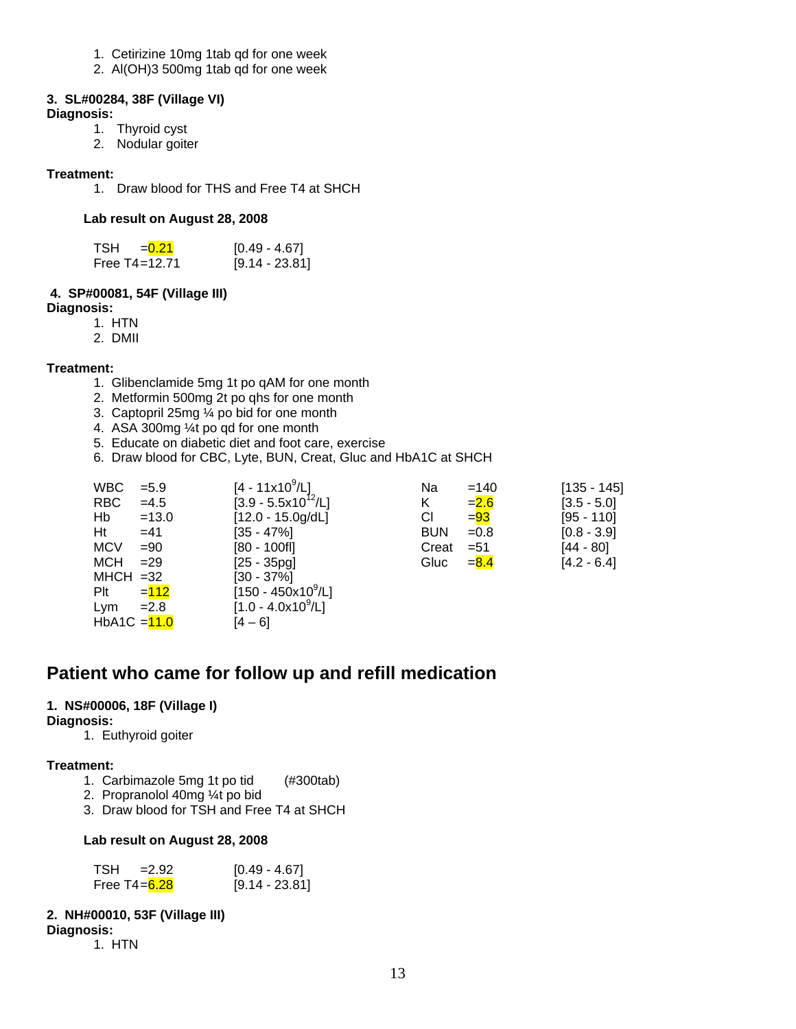1. Cetirizine 10mg 1tab qd for one week
2. Al(OH)3 500mg 1tab qd for one week

**3. SL#00284, 38F (Village VI)**

**Diagnosis:**

1. Thyroid cyst
2. Nodular goiter

**Treatment:**

1. Draw blood for THS and Free T4 at SHCH

**Lab result on August 28, 2008**

| | | |
|---|---|---|
| TSH | =0.21 | [0.49 - 4.67] |
| Free T4 | =12.71 | [9.14 - 23.81] |

**4. SP#00081, 54F (Village III)**

**Diagnosis:**

1. HTN
2. DMII

**Treatment:**

1. Glibenclamide 5mg 1t po qAM for one month
2. Metformin 500mg 2t po qhs for one month
3. Captopril 25mg ¼ po bid for one month
4. ASA 300mg ¼t po qd for one month
5. Educate on diabetic diet and foot care, exercise
6. Draw blood for CBC, Lyte, BUN, Creat, Gluc and HbA1C at SHCH

| | | | | | |
|---|---|---|---|---|---|
| WBC | =5.9 | [4 - 11x$10^9$/L] | Na | =140 | [135 - 145] |
| RBC | =4.5 | [3.9 - 5.5x$10^{12}$/L] | K | =2.6 | [3.5 - 5.0] |
| Hb | =13.0 | [12.0 - 15.0g/dL] | Cl | =93 | [95 - 110] |
| Ht | =41 | [35 - 47%] | BUN | =0.8 | [0.8 - 3.9] |
| MCV | =90 | [80 - 100fl] | Creat | =51 | [44 - 80] |
| MCH | =29 | [25 - 35pg] | Gluc | =8.4 | [4.2 - 6.4] |
| MHCH | =32 | [30 - 37%] | | | |
| Plt | =112 | [150 - 450x$10^9$/L] | | | |
| Lym | =2.8 | [1.0 - 4.0x$10^9$/L] | | | |
| HbA1C | =11.0 | [4 – 6] | | | |

## Patient who came for follow up and refill medication

**1. NS#00006, 18F (Village I)**

**Diagnosis:**

1. Euthyroid goiter

**Treatment:**

1. Carbimazole 5mg 1t po tid (#300tab)
2. Propranolol 40mg ¼t po bid
3. Draw blood for TSH and Free T4 at SHCH

**Lab result on August 28, 2008**

| | | |
|---|---|---|
| TSH | =2.92 | [0.49 - 4.67] |
| Free T4 | =6.28 | [9.14 - 23.81] |

**2. NH#00010, 53F (Village III)**

**Diagnosis:**

1. HTN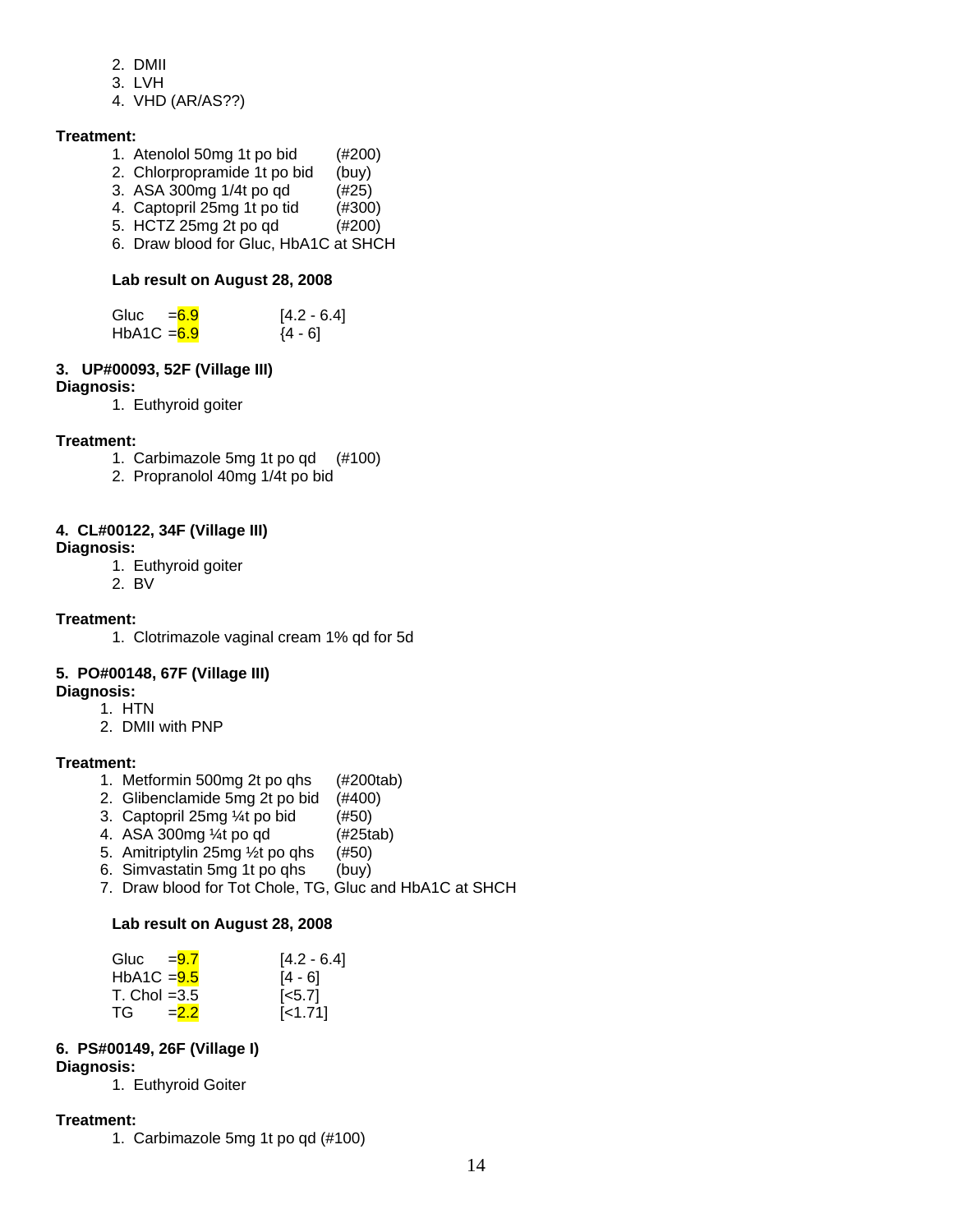2. DMII
3. LVH
4. VHD (AR/AS??)

**Treatment:**

1. Atenolol 50mg 1t po bid (#200)
2. Chlorpropramide 1t po bid (buy)
3. ASA 300mg 1/4t po qd (#25)
4. Captopril 25mg 1t po tid (#300)
5. HCTZ 25mg 2t po qd (#200)
6. Draw blood for Gluc, HbA1C at SHCH

**Lab result on August 28, 2008**

| | | |
|---|---|---|
| Gluc | =6.9 | [4.2 - 6.4] |
| HbA1C | =6.9 | {4 - 6] |

**3. UP#00093, 52F (Village III)**

**Diagnosis:**

1. Euthyroid goiter

**Treatment:**

1. Carbimazole 5mg 1t po qd (#100)
2. Propranolol 40mg 1/4t po bid

**4. CL#00122, 34F (Village III)**

**Diagnosis:**

1. Euthyroid goiter
2. BV

**Treatment:**

1. Clotrimazole vaginal cream 1% qd for 5d

**5. PO#00148, 67F (Village III)**

**Diagnosis:**

1. HTN
2. DMII with PNP

**Treatment:**

1. Metformin 500mg 2t po qhs (#200tab)
2. Glibenclamide 5mg 2t po bid (#400)
3. Captopril 25mg ¼t po bid (#50)
4. ASA 300mg ¼t po qd (#25tab)
5. Amitriptylin 25mg ½t po qhs (#50)
6. Simvastatin 5mg 1t po qhs (buy)
7. Draw blood for Tot Chole, TG, Gluc and HbA1C at SHCH

**Lab result on August 28, 2008**

| | | |
|---|---|---|
| Gluc | =9.7 | [4.2 - 6.4] |
| HbA1C | =9.5 | [4 - 6] |
| T. Chol | =3.5 | [<5.7] |
| TG | =2.2 | [<1.71] |

**6. PS#00149, 26F (Village I)**

**Diagnosis:**

1. Euthyroid Goiter

**Treatment:**

1. Carbimazole 5mg 1t po qd (#100)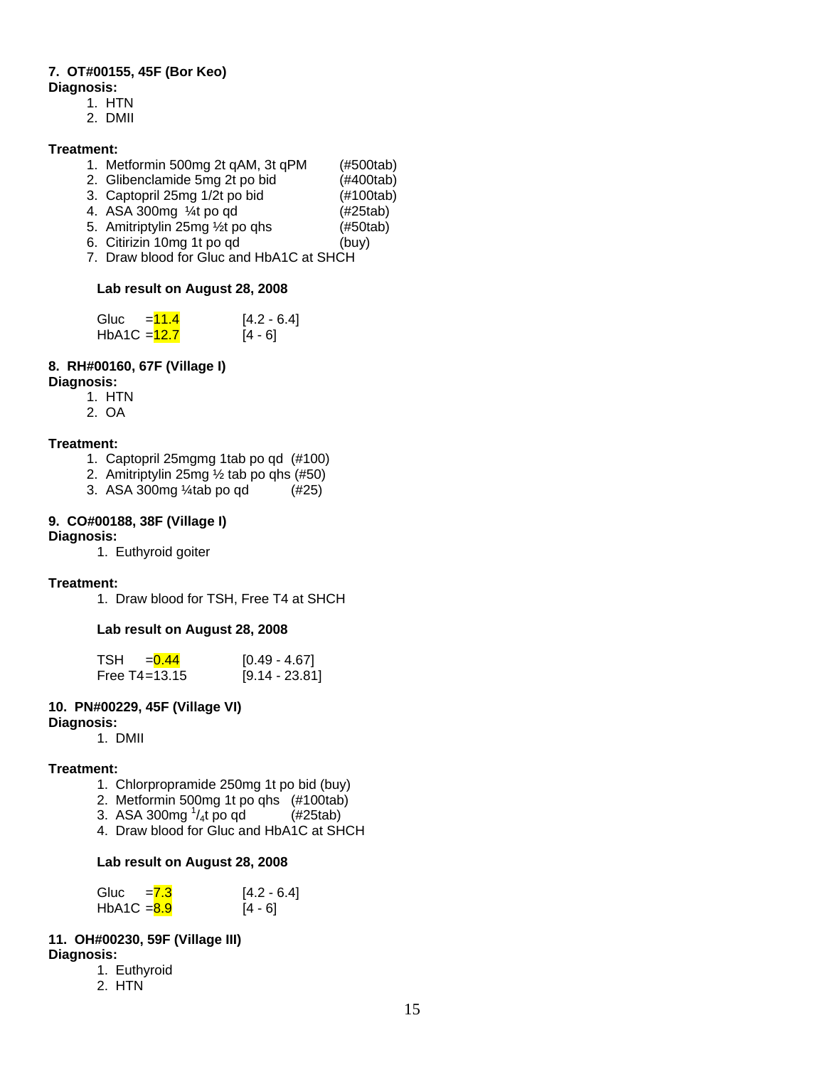**7. OT#00155, 45F (Bor Keo)**

**Diagnosis:**

1. HTN
2. DMII

**Treatment:**

1. Metformin 500mg 2t qAM, 3t qPM (#500tab)
2. Glibenclamide 5mg 2t po bid (#400tab)
3. Captopril 25mg 1/2t po bid (#100tab)
4. ASA 300mg ¼t po qd (#25tab)
5. Amitriptylin 25mg ½t po qhs (#50tab)
6. Citirizin 10mg 1t po qd (buy)
7. Draw blood for Gluc and HbA1C at SHCH

**Lab result on August 28, 2008**

| | | |
|---|---|---|
| Gluc | =11.4 | [4.2 - 6.4] |
| HbA1C | =12.7 | [4 - 6] |

**8. RH#00160, 67F (Village I)**

**Diagnosis:**

1. HTN
2. OA

**Treatment:**

1. Captopril 25mgmg 1tab po qd (#100)
2. Amitriptylin 25mg ½ tab po qhs (#50)
3. ASA 300mg ¼tab po qd (#25)

**9. CO#00188, 38F (Village I)**

**Diagnosis:**

1. Euthyroid goiter

**Treatment:**

1. Draw blood for TSH, Free T4 at SHCH

**Lab result on August 28, 2008**

| | | |
|---|---|---|
| TSH | =0.44 | [0.49 - 4.67] |
| Free T4 | =13.15 | [9.14 - 23.81] |

**10. PN#00229, 45F (Village VI)**

**Diagnosis:**

1. DMII

**Treatment:**

1. Chlorpropramide 250mg 1t po bid (buy)
2. Metformin 500mg 1t po qhs (#100tab)
3. ASA 300mg $^{1}/_{4}$t po qd (#25tab)
4. Draw blood for Gluc and HbA1C at SHCH

**Lab result on August 28, 2008**

| | | |
|---|---|---|
| Gluc | =7.3 | [4.2 - 6.4] |
| HbA1C | =8.9 | [4 - 6] |

**11. OH#00230, 59F (Village III)**

**Diagnosis:**

1. Euthyroid
2. HTN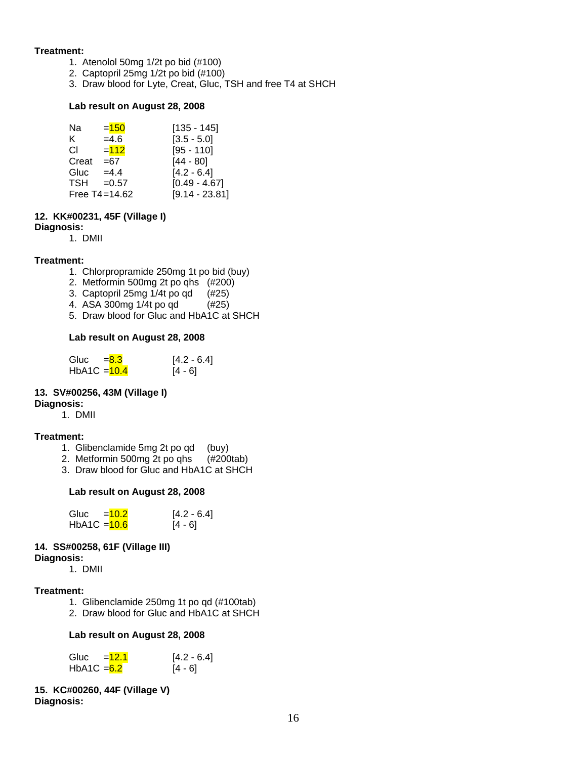**Treatment:**

1. Atenolol 50mg 1/2t po bid (#100)
2. Captopril 25mg 1/2t po bid (#100)
3. Draw blood for Lyte, Creat, Gluc, TSH and free T4 at SHCH

**Lab result on August 28, 2008**

| | | |
|---|---|---|
| Na | =150 | [135 - 145] |
| K | =4.6 | [3.5 - 5.0] |
| Cl | =112 | [95 - 110] |
| Creat | =67 | [44 - 80] |
| Gluc | =4.4 | [4.2 - 6.4] |
| TSH | =0.57 | [0.49 - 4.67] |
| Free T4 | =14.62 | [9.14 - 23.81] |

**12. KK#00231, 45F (Village I)**

**Diagnosis:**

1. DMII

**Treatment:**

1. Chlorpropramide 250mg 1t po bid (buy)
2. Metformin 500mg 2t po qhs (#200)
3. Captopril 25mg 1/4t po qd (#25)
4. ASA 300mg 1/4t po qd (#25)
5. Draw blood for Gluc and HbA1C at SHCH

**Lab result on August 28, 2008**

| | | |
|---|---|---|
| Gluc | =8.3 | [4.2 - 6.4] |
| HbA1C | =10.4 | [4 - 6] |

**13. SV#00256, 43M (Village I)**

**Diagnosis:**

1. DMII

**Treatment:**

1. Glibenclamide 5mg 2t po qd (buy)
2. Metformin 500mg 2t po qhs (#200tab)
3. Draw blood for Gluc and HbA1C at SHCH

**Lab result on August 28, 2008**

| | | |
|---|---|---|
| Gluc | =10.2 | [4.2 - 6.4] |
| HbA1C | =10.6 | [4 - 6] |

**14. SS#00258, 61F (Village III)**

**Diagnosis:**

1. DMII

**Treatment:**

1. Glibenclamide 250mg 1t po qd (#100tab)
2. Draw blood for Gluc and HbA1C at SHCH

**Lab result on August 28, 2008**

| | | |
|---|---|---|
| Gluc | =12.1 | [4.2 - 6.4] |
| HbA1C | =6.2 | [4 - 6] |

**15. KC#00260, 44F (Village V)**

**Diagnosis:**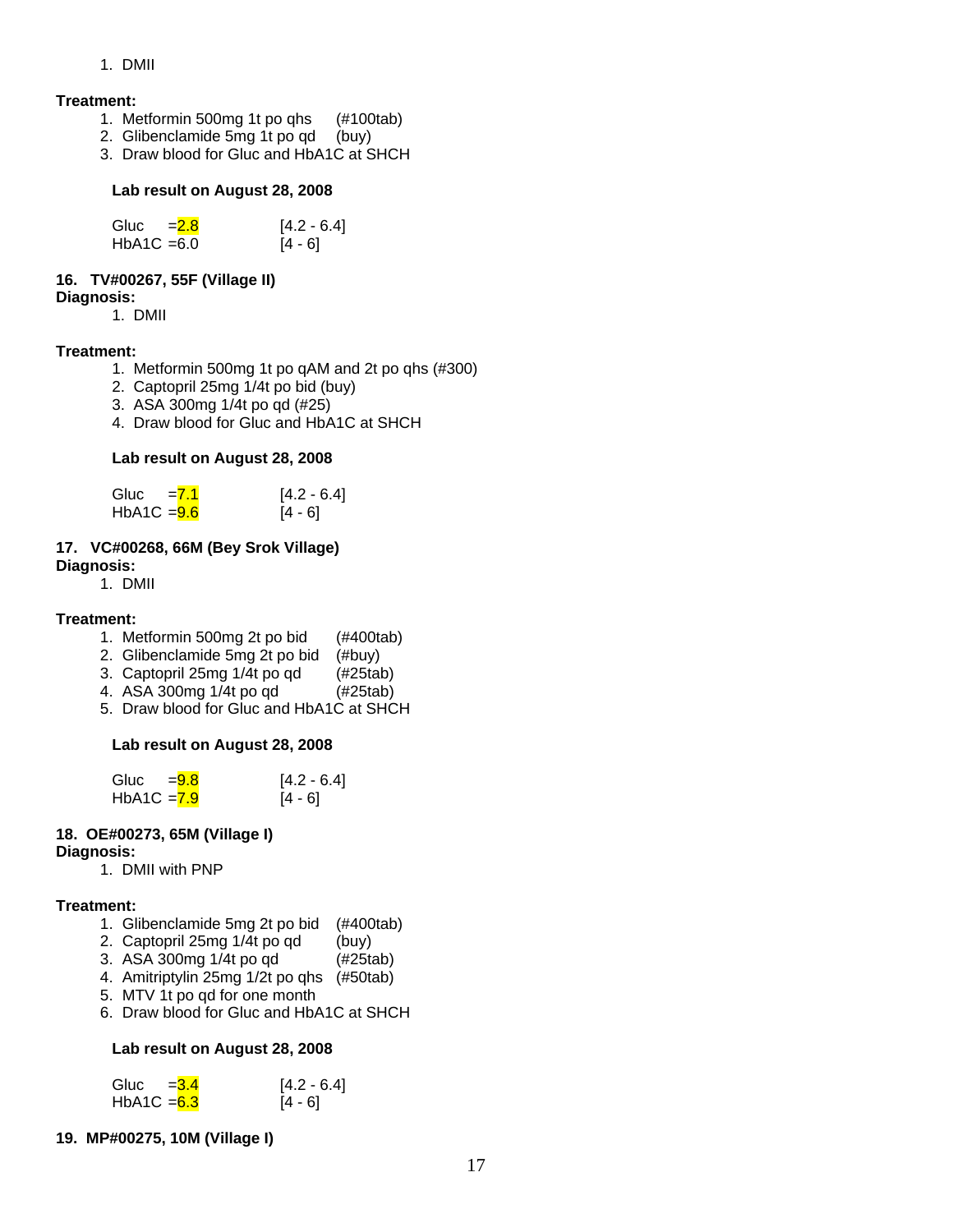1. DMII

**Treatment:**

1. Metformin 500mg 1t po qhs (#100tab)
2. Glibenclamide 5mg 1t po qd (buy)
3. Draw blood for Gluc and HbA1C at SHCH

**Lab result on August 28, 2008**

| | | |
|---|---|---|
| Gluc | =2.8 | [4.2 - 6.4] |
| HbA1C | =6.0 | [4 - 6] |

**16. TV#00267, 55F (Village II)**

**Diagnosis:**

1. DMII

**Treatment:**

1. Metformin 500mg 1t po qAM and 2t po qhs (#300)
2. Captopril 25mg 1/4t po bid (buy)
3. ASA 300mg 1/4t po qd (#25)
4. Draw blood for Gluc and HbA1C at SHCH

**Lab result on August 28, 2008**

| | | |
|---|---|---|
| Gluc | =7.1 | [4.2 - 6.4] |
| HbA1C | =9.6 | [4 - 6] |

**17. VC#00268, 66M (Bey Srok Village)**

**Diagnosis:**

1. DMII

**Treatment:**

1. Metformin 500mg 2t po bid (#400tab)
2. Glibenclamide 5mg 2t po bid (#buy)
3. Captopril 25mg 1/4t po qd (#25tab)
4. ASA 300mg 1/4t po qd (#25tab)
5. Draw blood for Gluc and HbA1C at SHCH

**Lab result on August 28, 2008**

| | | |
|---|---|---|
| Gluc | =9.8 | [4.2 - 6.4] |
| HbA1C | =7.9 | [4 - 6] |

**18. OE#00273, 65M (Village I)**

**Diagnosis:**

1. DMII with PNP

**Treatment:**

1. Glibenclamide 5mg 2t po bid (#400tab)
2. Captopril 25mg 1/4t po qd (buy)
3. ASA 300mg 1/4t po qd (#25tab)
4. Amitriptylin 25mg 1/2t po qhs (#50tab)
5. MTV 1t po qd for one month
6. Draw blood for Gluc and HbA1C at SHCH

**Lab result on August 28, 2008**

| | | |
|---|---|---|
| Gluc | =3.4 | [4.2 - 6.4] |
| HbA1C | =6.3 | [4 - 6] |

**19. MP#00275, 10M (Village I)**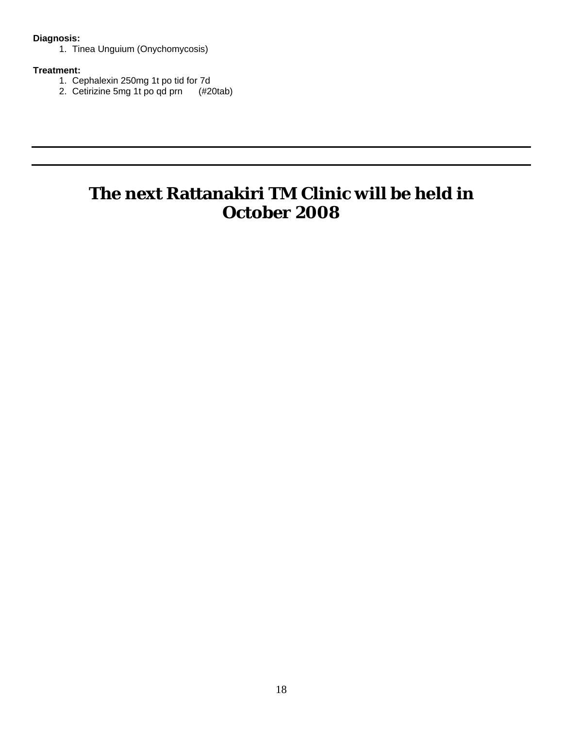**Diagnosis:**

1. Tinea Unguium (Onychomycosis)

**Treatment:**

1. Cephalexin 250mg 1t po tid for 7d
2. Cetirizine 5mg 1t po qd prn (#20tab)

---

---

# The next Rattanakiri TM Clinic will be held in October 2008